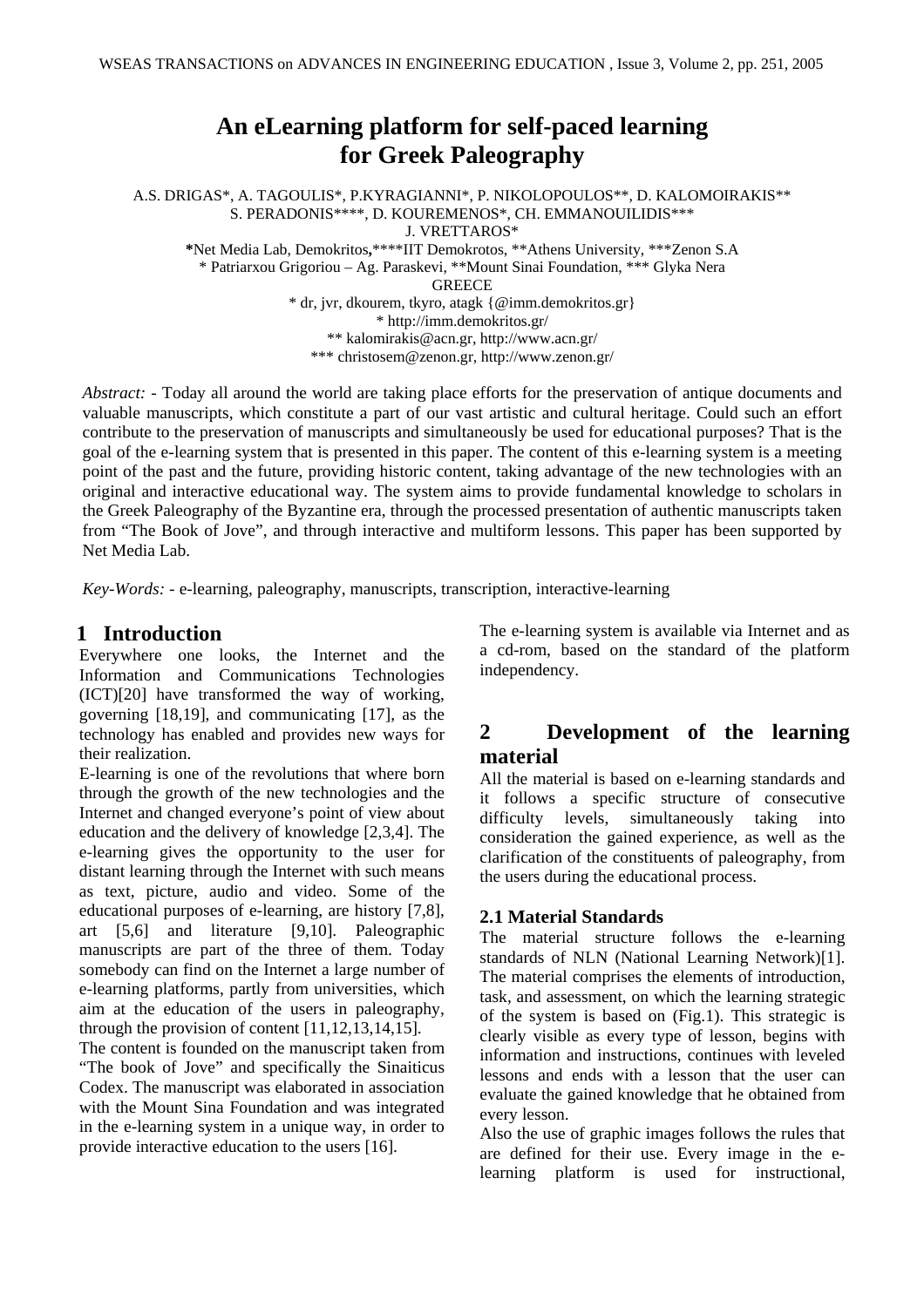# An eLearning platform for self-paced learning for Greek Paleography

A.S. DRIGAS\*, A. TAGOULIS\*, P.KYRAGIANNI\*, P. NIKOLOPOULOS\*\*, D. KALOMOIRAKIS\*\*
S. PERADONIS\*\*\*\*, D. KOUREMENOS\*, CH. EMMANOUILIDIS\*\*\*
J. VRETTAROS\*

**\***Net Media Lab, Demokritos**,**\*\*\*\*IIT Demokrotos, \*\*Athens University, \*\*\*Zenon S.A
\* Patriarxou Grigoriou – Ag. Paraskevi, \*\*Mount Sinai Foundation, \*\*\* Glyka Nera
GREECE
\* dr, jvr, dkourem, tkyro, atagk {@imm.demokritos.gr}
\* http://imm.demokritos.gr/
\*\* kalomirakis@acn.gr, http://www.acn.gr/
\*\*\* christosem@zenon.gr, http://www.zenon.gr/

*Abstract:* - Today all around the world are taking place efforts for the preservation of antique documents and valuable manuscripts, which constitute a part of our vast artistic and cultural heritage. Could such an effort contribute to the preservation of manuscripts and simultaneously be used for educational purposes? That is the goal of the e-learning system that is presented in this paper. The content of this e-learning system is a meeting point of the past and the future, providing historic content, taking advantage of the new technologies with an original and interactive educational way. The system aims to provide fundamental knowledge to scholars in the Greek Paleography of the Byzantine era, through the processed presentation of authentic manuscripts taken from "The Book of Jove", and through interactive and multiform lessons. This paper has been supported by Net Media Lab.

*Key-Words:* - e-learning, paleography, manuscripts, transcription, interactive-learning

## 1 Introduction

Everywhere one looks, the Internet and the Information and Communications Technologies (ICT)[20] have transformed the way of working, governing [18,19], and communicating [17], as the technology has enabled and provides new ways for their realization.

E-learning is one of the revolutions that where born through the growth of the new technologies and the Internet and changed everyone's point of view about education and the delivery of knowledge [2,3,4]. The e-learning gives the opportunity to the user for distant learning through the Internet with such means as text, picture, audio and video. Some of the educational purposes of e-learning, are history [7,8], art [5,6] and literature [9,10]. Paleographic manuscripts are part of the three of them. Today somebody can find on the Internet a large number of e-learning platforms, partly from universities, which aim at the education of the users in paleography, through the provision of content [11,12,13,14,15].

The content is founded on the manuscript taken from "The book of Jove" and specifically the Sinaiticus Codex. The manuscript was elaborated in association with the Mount Sina Foundation and was integrated in the e-learning system in a unique way, in order to provide interactive education to the users [16].

The e-learning system is available via Internet and as a cd-rom, based on the standard of the platform independency.

## 2 Development of the learning material

All the material is based on e-learning standards and it follows a specific structure of consecutive difficulty levels, simultaneously taking into consideration the gained experience, as well as the clarification of the constituents of paleography, from the users during the educational process.

### 2.1 Material Standards

The material structure follows the e-learning standards of NLN (National Learning Network)[1]. The material comprises the elements of introduction, task, and assessment, on which the learning strategic of the system is based on (Fig.1). This strategic is clearly visible as every type of lesson, begins with information and instructions, continues with leveled lessons and ends with a lesson that the user can evaluate the gained knowledge that he obtained from every lesson.

Also the use of graphic images follows the rules that are defined for their use. Every image in the e-learning platform is used for instructional,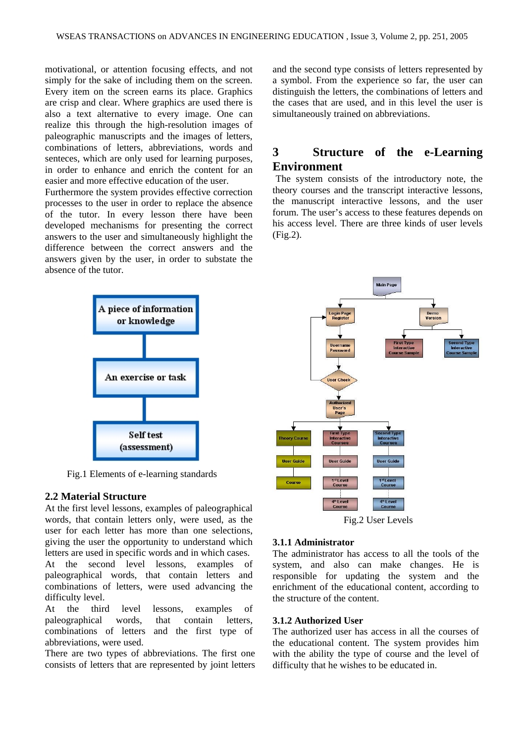motivational, or attention focusing effects, and not simply for the sake of including them on the screen. Every item on the screen earns its place. Graphics are crisp and clear. Where graphics are used there is also a text alternative to every image. One can realize this through the high-resolution images of paleographic manuscripts and the images of letters, combinations of letters, abbreviations, words and senteces, which are only used for learning purposes, in order to enhance and enrich the content for an easier and more effective education of the user.

Furthermore the system provides effective correction processes to the user in order to replace the absence of the tutor. In every lesson there have been developed mechanisms for presenting the correct answers to the user and simultaneously highlight the difference between the correct answers and the answers given by the user, in order to substate the absence of the tutor.

A piece of information or knowledge

An exercise or task

Self test (assessment)

Fig.1 Elements of e-learning standards

### 2.2 Material Structure

At the first level lessons, examples of paleographical words, that contain letters only, were used, as the user for each letter has more than one selections, giving the user the opportunity to understand which letters are used in specific words and in which cases.

At the second level lessons, examples of paleographical words, that contain letters and combinations of letters, were used advancing the difficulty level.

At the third level lessons, examples of paleographical words, that contain letters, combinations of letters and the first type of abbreviations, were used.

There are two types of abbreviations. The first one consists of letters that are represented by joint letters and the second type consists of letters represented by a symbol. From the experience so far, the user can distinguish the letters, the combinations of letters and the cases that are used, and in this level the user is simultaneously trained on abbreviations.

## 3 Structure of the e-Learning Environment

The system consists of the introductory note, the theory courses and the transcript interactive lessons, the manuscript interactive lessons, and the user forum. The user's access to these features depends on his access level. There are three kinds of user levels (Fig.2).

Main Page

Login Page Register

Demo Version

Username Password

First Type Interactive Course Sample

Second Type Interactive Course Sample

User Check

Authorized User's Page

Theory Course

First Type Interactive Courses

Second Type Interactive Courses

User Guide

User Guide

User Guide

Course

1st Level Course

1st Level Course

4th Level Course

4th Level Course

Fig.2 User Levels

### 3.1.1 Administrator

The administrator has access to all the tools of the system, and also can make changes. He is responsible for updating the system and the enrichment of the educational content, according to the structure of the content.

### 3.1.2 Authorized User

The authorized user has access in all the courses of the educational content. The system provides him with the ability the type of course and the level of difficulty that he wishes to be educated in.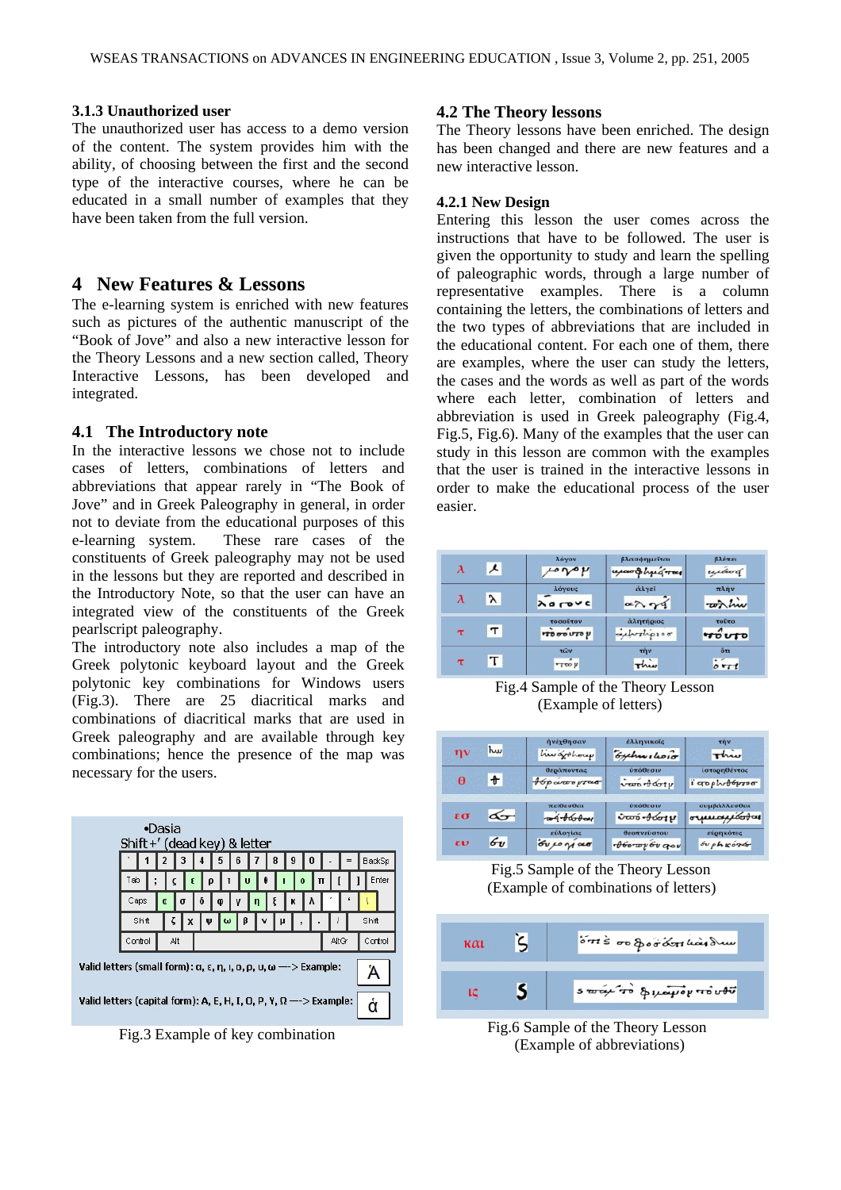### 3.1.3 Unauthorized user

The unauthorized user has access to a demo version of the content. The system provides him with the ability, of choosing between the first and the second type of the interactive courses, where he can be educated in a small number of examples that they have been taken from the full version.

# 4 New Features & Lessons

The e-learning system is enriched with new features such as pictures of the authentic manuscript of the "Book of Jove" and also a new interactive lesson for the Theory Lessons and a new section called, Theory Interactive Lessons, has been developed and integrated.

## 4.1 The Introductory note

In the interactive lessons we chose not to include cases of letters, combinations of letters and abbreviations that appear rarely in "The Book of Jove" and in Greek Paleography in general, in order not to deviate from the educational purposes of this e-learning system. These rare cases of the constituents of Greek paleography may not be used in the lessons but they are reported and described in the Introductory Note, so that the user can have an integrated view of the constituents of the Greek pearlscript paleography.

The introductory note also includes a map of the Greek polytonic keyboard layout and the Greek polytonic key combinations for Windows users (Fig.3). There are 25 diacritical marks and combinations of diacritical marks that are used in Greek paleography and are available through key combinations; hence the presence of the map was necessary for the users.

Fig.3 Example of key combination

## 4.2 The Theory lessons

The Theory lessons have been enriched. The design has been changed and there are new features and a new interactive lesson.

### 4.2.1 New Design

Entering this lesson the user comes across the instructions that have to be followed. The user is given the opportunity to study and learn the spelling of paleographic words, through a large number of representative examples. There is a column containing the letters, the combinations of letters and the two types of abbreviations that are included in the educational content. For each one of them, there are examples, where the user can study the letters, the cases and the words as well as part of the words where each letter, combination of letters and abbreviation is used in Greek paleography (Fig.4, Fig.5, Fig.6). Many of the examples that the user can study in this lesson are common with the examples that the user is trained in the interactive lessons in order to make the educational process of the user easier.

Fig.4 Sample of the Theory Lesson (Example of letters)

Fig.5 Sample of the Theory Lesson (Example of combinations of letters)

Fig.6 Sample of the Theory Lesson (Example of abbreviations)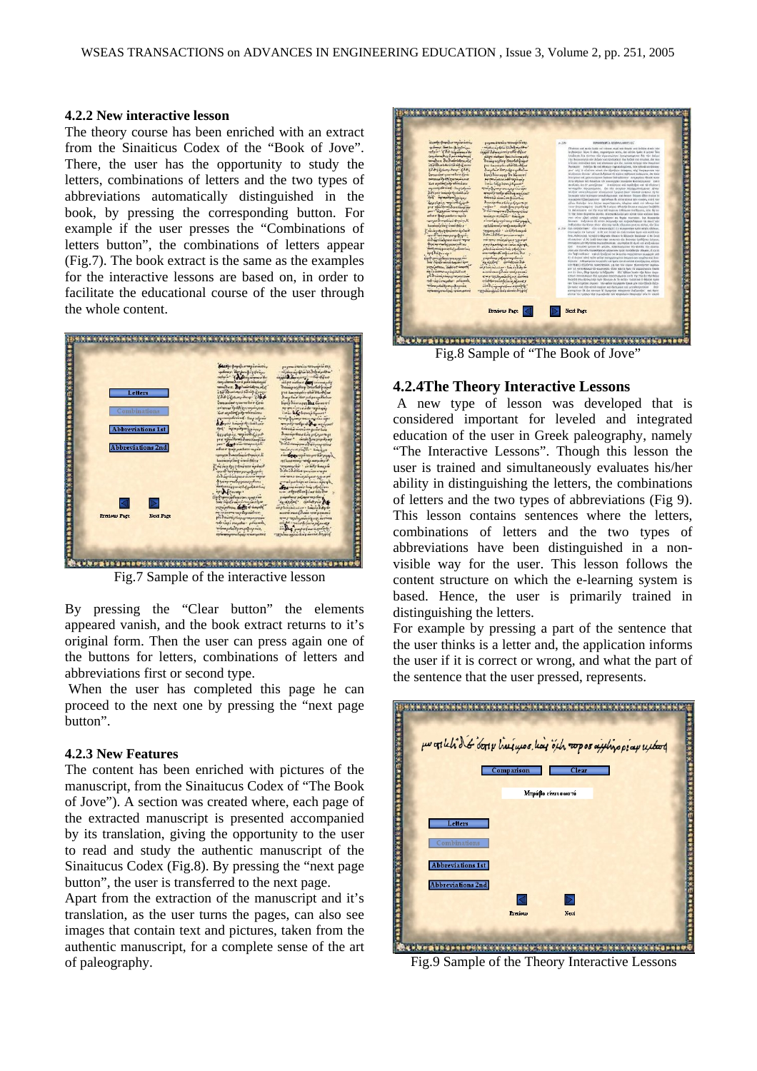### 4.2.2 New interactive lesson

The theory course has been enriched with an extract from the Sinaiticus Codex of the "Book of Jove". There, the user has the opportunity to study the letters, combinations of letters and the two types of abbreviations automatically distinguished in the book, by pressing the corresponding button. For example if the user presses the "Combinations of letters button", the combinations of letters appear (Fig.7). The book extract is the same as the examples for the interactive lessons are based on, in order to facilitate the educational course of the user through the whole content.

Fig.7 Sample of the interactive lesson

By pressing the "Clear button" the elements appeared vanish, and the book extract returns to it's original form. Then the user can press again one of the buttons for letters, combinations of letters and abbreviations first or second type.

When the user has completed this page he can proceed to the next one by pressing the "next page button".

### 4.2.3 New Features

The content has been enriched with pictures of the manuscript, from the Sinaitucus Codex of "The Book of Jove"). A section was created where, each page of the extracted manuscript is presented accompanied by its translation, giving the opportunity to the user to read and study the authentic manuscript of the Sinaitucus Codex (Fig.8). By pressing the "next page button", the user is transferred to the next page.

Apart from the extraction of the manuscript and it's translation, as the user turns the pages, can also see images that contain text and pictures, taken from the authentic manuscript, for a complete sense of the art of paleography.

Fig.8 Sample of "The Book of Jove"

### 4.2.4The Theory Interactive Lessons

A new type of lesson was developed that is considered important for leveled and integrated education of the user in Greek paleography, namely "The Interactive Lessons". Though this lesson the user is trained and simultaneously evaluates his/her ability in distinguishing the letters, the combinations of letters and the two types of abbreviations (Fig 9). This lesson contains sentences where the letters, combinations of letters and the two types of abbreviations have been distinguished in a non-visible way for the user. This lesson follows the content structure on which the e-learning system is based. Hence, the user is primarily trained in distinguishing the letters.

For example by pressing a part of the sentence that the user thinks is a letter and, the application informs the user if it is correct or wrong, and what the part of the sentence that the user pressed, represents.

Fig.9 Sample of the Theory Interactive Lessons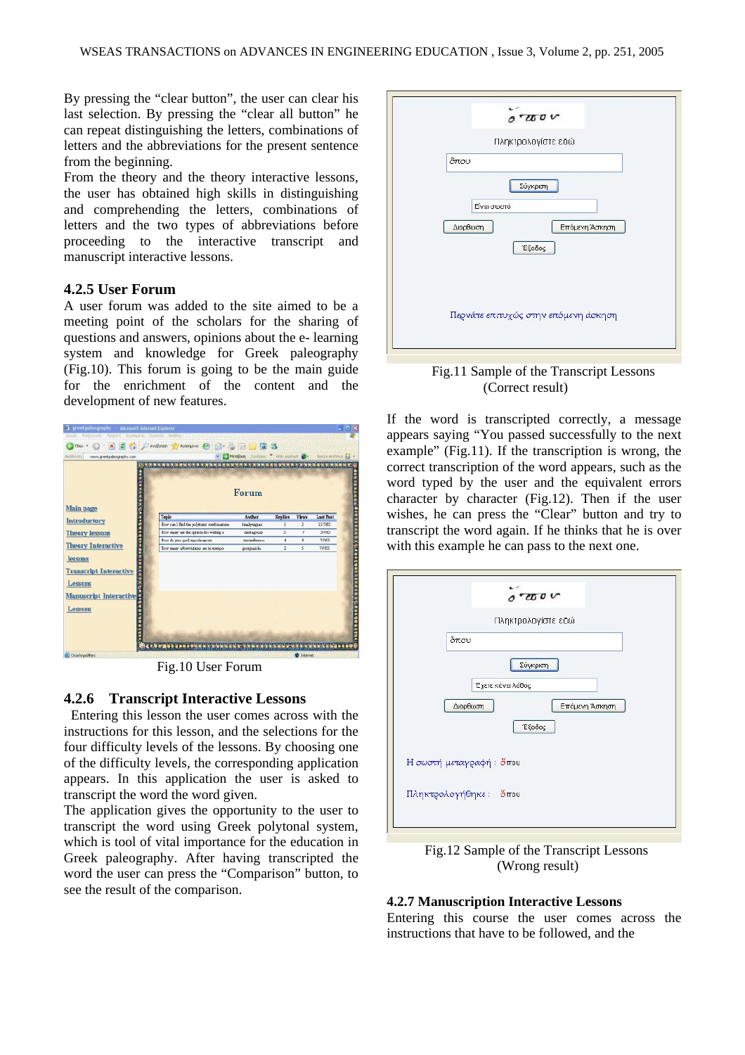By pressing the "clear button", the user can clear his last selection. By pressing the "clear all button" he can repeat distinguishing the letters, combinations of letters and the abbreviations for the present sentence from the beginning.

From the theory and the theory interactive lessons, the user has obtained high skills in distinguishing and comprehending the letters, combinations of letters and the two types of abbreviations before proceeding to the interactive transcript and manuscript interactive lessons.

### 4.2.5 User Forum

A user forum was added to the site aimed to be a meeting point of the scholars for the sharing of questions and answers, opinions about the e- learning system and knowledge for Greek paleography (Fig.10). This forum is going to be the main guide for the enrichment of the content and the development of new features.

Fig.10 User Forum

### 4.2.6 Transcript Interactive Lessons

Entering this lesson the user comes across with the instructions for this lesson, and the selections for the four difficulty levels of the lessons. By choosing one of the difficulty levels, the corresponding application appears. In this application the user is asked to transcript the word the word given.

The application gives the opportunity to the user to transcript the word using Greek polytonal system, which is tool of vital importance for the education in Greek paleography. After having transcripted the word the user can press the "Comparison" button, to see the result of the comparison.

Fig.11 Sample of the Transcript Lessons (Correct result)

If the word is transcripted correctly, a message appears saying "You passed successfully to the next example" (Fig.11). If the transcription is wrong, the correct transcription of the word appears, such as the word typed by the user and the equivalent errors character by character (Fig.12). Then if the user wishes, he can press the "Clear" button and try to transcript the word again. If he thinks that he is over with this example he can pass to the next one.

Fig.12 Sample of the Transcript Lessons (Wrong result)

### 4.2.7 Manuscription Interactive Lessons

Entering this course the user comes across the instructions that have to be followed, and the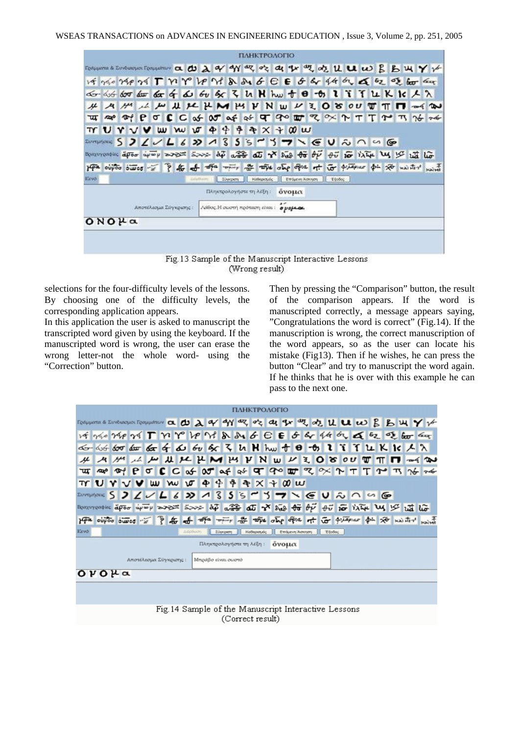Fig.13 Sample of the Manuscript Interactive Lessons (Wrong result)

selections for the four-difficulty levels of the lessons. By choosing one of the difficulty levels, the corresponding application appears.

In this application the user is asked to manuscript the transcripted word given by using the keyboard. If the manuscripted word is wrong, the user can erase the wrong letter-not the whole word- using the "Correction" button.

Then by pressing the "Comparison" button, the result of the comparison appears. If the word is manuscripted correctly, a message appears saying, "Congratulations the word is correct" (Fig.14). If the manuscription is wrong, the correct manuscription of the word appears, so as the user can locate his mistake (Fig13). Then if he wishes, he can press the button "Clear" and try to manuscript the word again. If he thinks that he is over with this example he can pass to the next one.

Fig.14 Sample of the Manuscript Interactive Lessons (Correct result)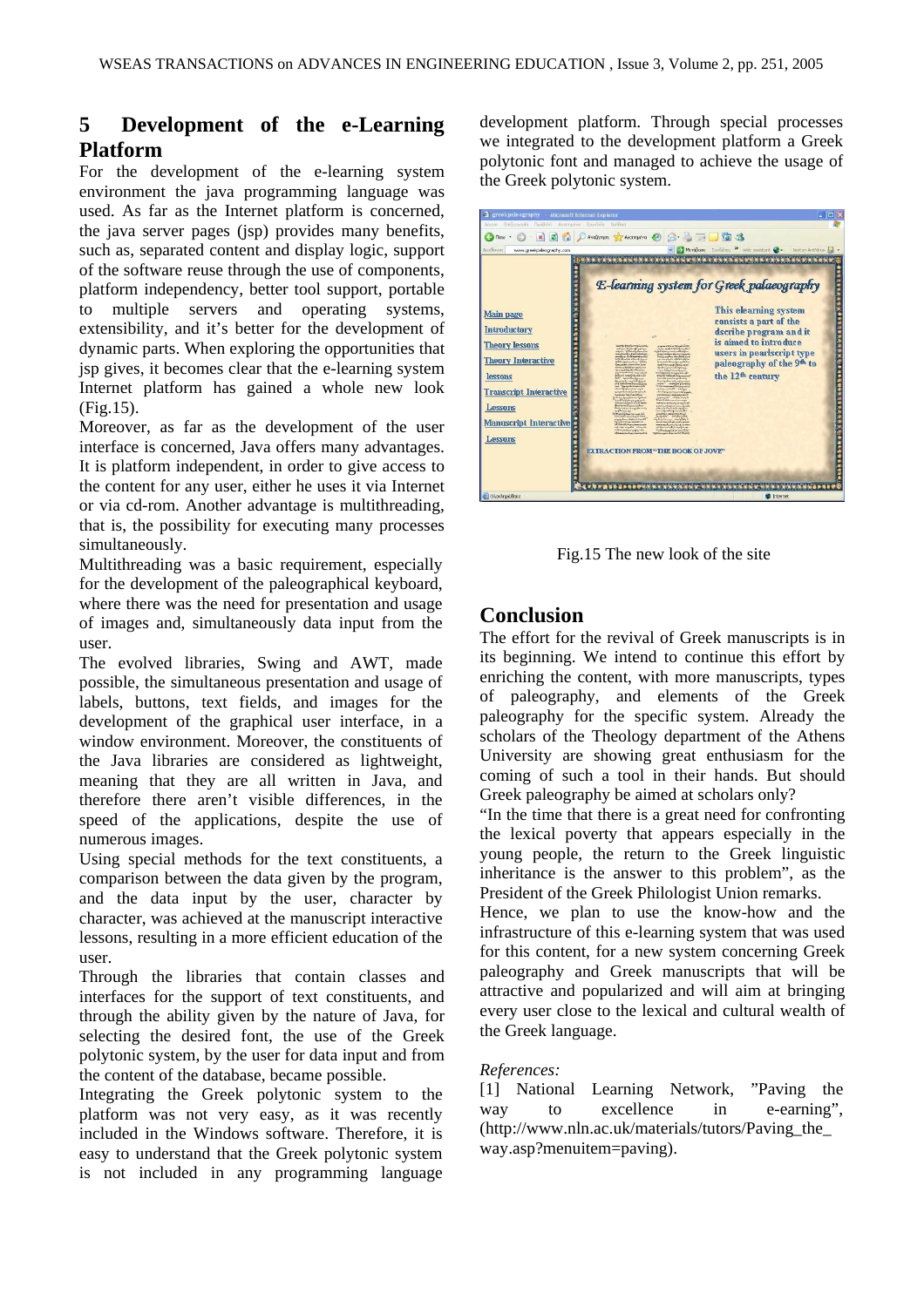## 5 Development of the e-Learning Platform

For the development of the e-learning system environment the java programming language was used. As far as the Internet platform is concerned, the java server pages (jsp) provides many benefits, such as, separated content and display logic, support of the software reuse through the use of components, platform independency, better tool support, portable to multiple servers and operating systems, extensibility, and it's better for the development of dynamic parts. When exploring the opportunities that jsp gives, it becomes clear that the e-learning system Internet platform has gained a whole new look (Fig.15).

Moreover, as far as the development of the user interface is concerned, Java offers many advantages. It is platform independent, in order to give access to the content for any user, either he uses it via Internet or via cd-rom. Another advantage is multithreading, that is, the possibility for executing many processes simultaneously.

Multithreading was a basic requirement, especially for the development of the paleographical keyboard, where there was the need for presentation and usage of images and, simultaneously data input from the user.

The evolved libraries, Swing and AWT, made possible, the simultaneous presentation and usage of labels, buttons, text fields, and images for the development of the graphical user interface, in a window environment. Moreover, the constituents of the Java libraries are considered as lightweight, meaning that they are all written in Java, and therefore there aren't visible differences, in the speed of the applications, despite the use of numerous images.

Using special methods for the text constituents, a comparison between the data given by the program, and the data input by the user, character by character, was achieved at the manuscript interactive lessons, resulting in a more efficient education of the user.

Through the libraries that contain classes and interfaces for the support of text constituents, and through the ability given by the nature of Java, for selecting the desired font, the use of the Greek polytonic system, by the user for data input and from the content of the database, became possible.

Integrating the Greek polytonic system to the platform was not very easy, as it was recently included in the Windows software. Therefore, it is easy to understand that the Greek polytonic system is not included in any programming language development platform. Through special processes we integrated to the development platform a Greek polytonic font and managed to achieve the usage of the Greek polytonic system.

Fig.15 The new look of the site

## Conclusion

The effort for the revival of Greek manuscripts is in its beginning. We intend to continue this effort by enriching the content, with more manuscripts, types of paleography, and elements of the Greek paleography for the specific system. Already the scholars of the Theology department of the Athens University are showing great enthusiasm for the coming of such a tool in their hands. But should Greek paleography be aimed at scholars only?

"In the time that there is a great need for confronting the lexical poverty that appears especially in the young people, the return to the Greek linguistic inheritance is the answer to this problem", as the President of the Greek Philologist Union remarks.

Hence, we plan to use the know-how and the infrastructure of this e-learning system that was used for this content, for a new system concerning Greek paleography and Greek manuscripts that will be attractive and popularized and will aim at bringing every user close to the lexical and cultural wealth of the Greek language.

*References:*

[1] National Learning Network, "Paving the way to excellence in e-earning", (http://www.nln.ac.uk/materials/tutors/Paving_the_way.asp?menuitem=paving).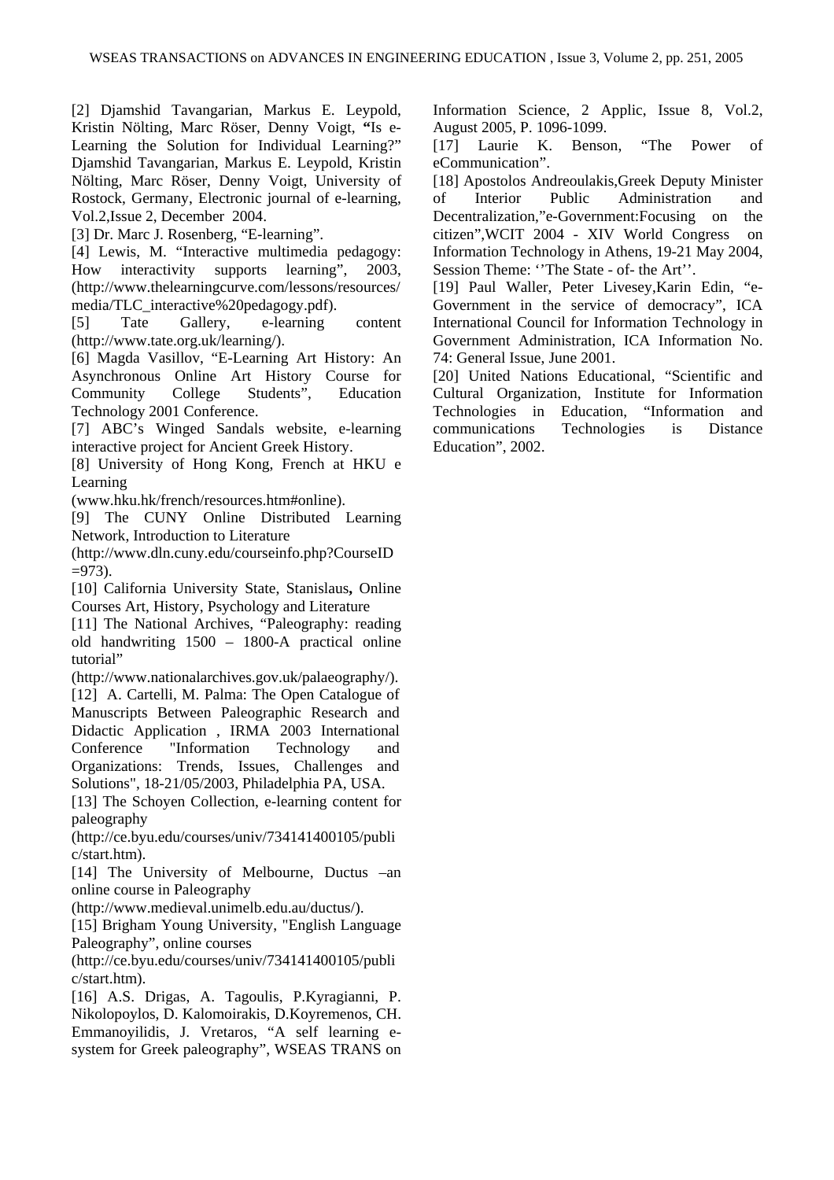[2] Djamshid Tavangarian, Markus E. Leypold, Kristin Nölting, Marc Röser, Denny Voigt, **"**Is e-Learning the Solution for Individual Learning?" Djamshid Tavangarian, Markus E. Leypold, Kristin Nölting, Marc Röser, Denny Voigt, University of Rostock, Germany, Electronic journal of e-learning, Vol.2,Issue 2, December 2004.

[3] Dr. Marc J. Rosenberg, "E-learning".

[4] Lewis, M. "Interactive multimedia pedagogy: How interactivity supports learning", 2003, (http://www.thelearningcurve.com/lessons/resources/media/TLC_interactive%20pedagogy.pdf).

[5] Tate Gallery, e-learning content (http://www.tate.org.uk/learning/).

[6] Magda Vasillov, "E-Learning Art History: An Asynchronous Online Art History Course for Community College Students", Education Technology 2001 Conference.

[7] ABC's Winged Sandals website, e-learning interactive project for Ancient Greek History.

[8] University of Hong Kong, French at HKU e Learning (www.hku.hk/french/resources.htm#online).

[9] The CUNY Online Distributed Learning Network, Introduction to Literature (http://www.dln.cuny.edu/courseinfo.php?CourseID=973).

[10] California University State, Stanislaus**,** Online Courses Art, History, Psychology and Literature

[11] The National Archives, "Paleography: reading old handwriting 1500 – 1800-A practical online tutorial" (http://www.nationalarchives.gov.uk/palaeography/).

[12] A. Cartelli, M. Palma: The Open Catalogue of Manuscripts Between Paleographic Research and Didactic Application , IRMA 2003 International Conference "Information Technology and Organizations: Trends, Issues, Challenges and Solutions", 18-21/05/2003, Philadelphia PA, USA.

[13] The Schoyen Collection, e-learning content for paleography (http://ce.byu.edu/courses/univ/734141400105/public/start.htm).

[14] The University of Melbourne, Ductus –an online course in Paleography (http://www.medieval.unimelb.edu.au/ductus/).

[15] Brigham Young University, "English Language Paleography", online courses (http://ce.byu.edu/courses/univ/734141400105/public/start.htm).

[16] A.S. Drigas, A. Tagoulis, P.Kyragianni, P. Nikolopoylos, D. Kalomoirakis, D.Koyremenos, CH. Emmanoyilidis, J. Vretaros, "A self learning e-system for Greek paleography", WSEAS TRANS on Information Science, 2 Applic, Issue 8, Vol.2, August 2005, P. 1096-1099.

[17] Laurie K. Benson, "The Power of eCommunication".

[18] Apostolos Andreoulakis,Greek Deputy Minister of Interior Public Administration and Decentralization,"e-Government:Focusing on the citizen",WCIT 2004 - XIV World Congress on Information Technology in Athens, 19-21 May 2004, Session Theme: ''The State - of- the Art''.

[19] Paul Waller, Peter Livesey,Karin Edin, "e-Government in the service of democracy", ICA International Council for Information Technology in Government Administration, ICA Information No. 74: General Issue, June 2001.

[20] United Nations Educational, "Scientific and Cultural Organization, Institute for Information Technologies in Education, "Information and communications Technologies is Distance Education", 2002.